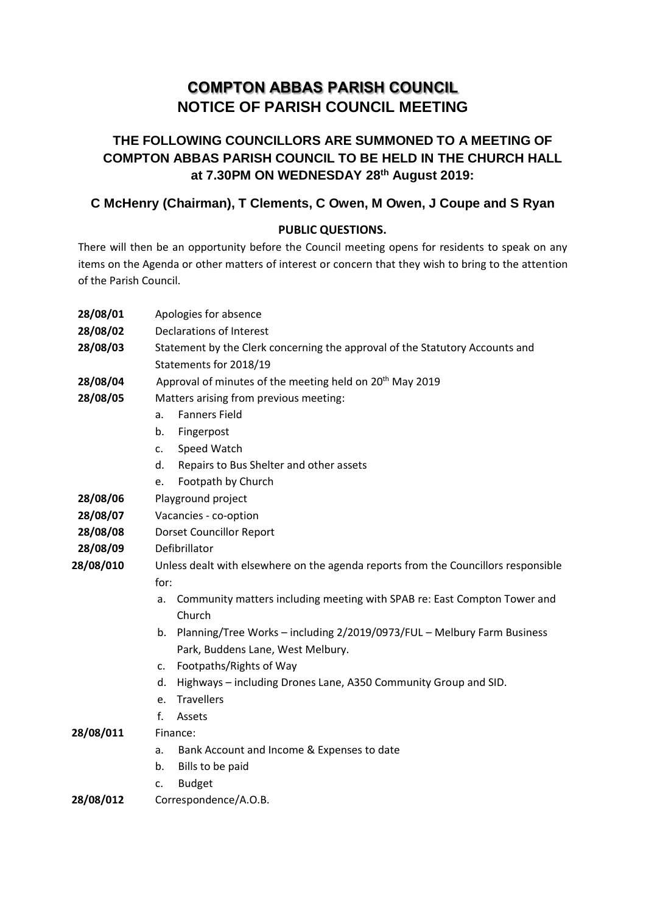# COMPTON ABBAS PARISH COUNCIL

## NOTICE OF PARISH COUNCIL MEETING

### THE FOLLOWING COUNCILLORS ARE SUMMONED TO A MEETING OF COMPTON ABBAS PARISH COUNCIL TO BE HELD IN THE CHURCH HALL at 7.30PM ON WEDNESDAY 28th August 2019:

### C McHenry (Chairman), T Clements, C Owen, M Owen, J Coupe and S Ryan

**PUBLIC QUESTIONS.**

There will then be an opportunity before the Council meeting opens for residents to speak on any items on the Agenda or other matters of interest or concern that they wish to bring to the attention of the Parish Council.

**28/08/01** Apologies for absence

**28/08/02** Declarations of Interest

**28/08/03** Statement by the Clerk concerning the approval of the Statutory Accounts and Statements for 2018/19

**28/08/04** Approval of minutes of the meeting held on 20th May 2019

**28/08/05** Matters arising from previous meeting:

- a. Fanners Field
- b. Fingerpost
- c. Speed Watch
- d. Repairs to Bus Shelter and other assets
- e. Footpath by Church

**28/08/06** Playground project

**28/08/07** Vacancies - co-option

**28/08/08** Dorset Councillor Report

**28/08/09** Defibrillator

**28/08/010** Unless dealt with elsewhere on the agenda reports from the Councillors responsible for:

- a. Community matters including meeting with SPAB re: East Compton Tower and Church
- b. Planning/Tree Works – including 2/2019/0973/FUL – Melbury Farm Business Park, Buddens Lane, West Melbury.
- c. Footpaths/Rights of Way
- d. Highways – including Drones Lane, A350 Community Group and SID.
- e. Travellers
- f. Assets

**28/08/011** Finance:

- a. Bank Account and Income & Expenses to date
- b. Bills to be paid
- c. Budget

**28/08/012** Correspondence/A.O.B.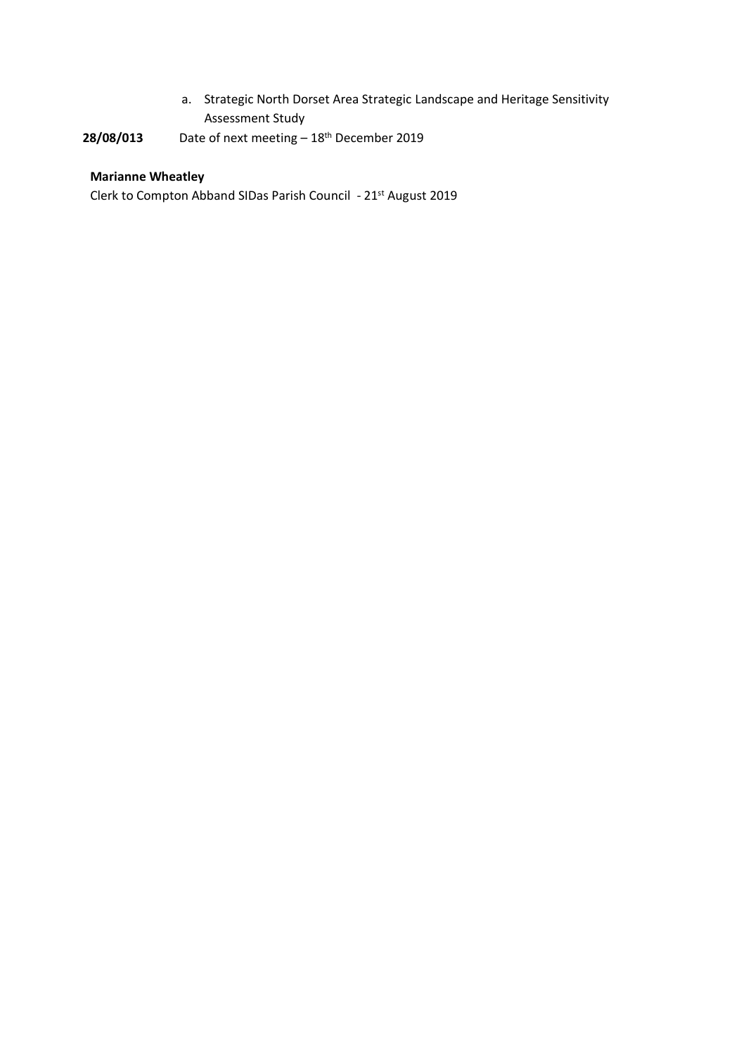a. Strategic North Dorset Area Strategic Landscape and Heritage Sensitivity Assessment Study

**28/08/013** Date of next meeting – 18th December 2019

**Marianne Wheatley**

Clerk to Compton Abband SIDas Parish Council - 21st August 2019